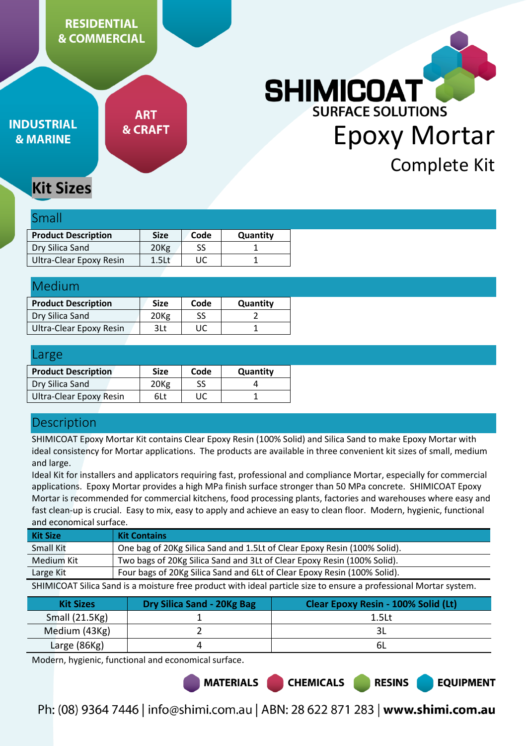RESIDENTIAL & COMMERCIAL

INDUSTRIAL & MARINE

ART & CRAFT

SHIMICOAT SURFACE SOLUTIONS

# Epoxy Mortar

## Complete Kit

## Kit Sizes

### Small

| Product Description | Size | Code | Quantity |
|---|---|---|---|
| Dry Silica Sand | 20Kg | SS | 1 |
| Ultra-Clear Epoxy Resin | 1.5Lt | UC | 1 |

### Medium

| Product Description | Size | Code | Quantity |
|---|---|---|---|
| Dry Silica Sand | 20Kg | SS | 2 |
| Ultra-Clear Epoxy Resin | 3Lt | UC | 1 |

### Large

| Product Description | Size | Code | Quantity |
|---|---|---|---|
| Dry Silica Sand | 20Kg | SS | 4 |
| Ultra-Clear Epoxy Resin | 6Lt | UC | 1 |

### Description

SHIMICOAT Epoxy Mortar Kit contains Clear Epoxy Resin (100% Solid) and Silica Sand to make Epoxy Mortar with ideal consistency for Mortar applications. The products are available in three convenient kit sizes of small, medium and large.

Ideal Kit for installers and applicators requiring fast, professional and compliance Mortar, especially for commercial applications. Epoxy Mortar provides a high MPa finish surface stronger than 50 MPa concrete. SHIMICOAT Epoxy Mortar is recommended for commercial kitchens, food processing plants, factories and warehouses where easy and fast clean-up is crucial. Easy to mix, easy to apply and achieve an easy to clean floor. Modern, hygienic, functional and economical surface.

| Kit Size | Kit Contains |
|---|---|
| Small Kit | One bag of 20Kg Silica Sand and 1.5Lt of Clear Epoxy Resin (100% Solid). |
| Medium Kit | Two bags of 20Kg Silica Sand and 3Lt of Clear Epoxy Resin (100% Solid). |
| Large Kit | Four bags of 20Kg Silica Sand and 6Lt of Clear Epoxy Resin (100% Solid). |

SHIMICOAT Silica Sand is a moisture free product with ideal particle size to ensure a professional Mortar system.

| Kit Sizes | Dry Silica Sand - 20Kg Bag | Clear Epoxy Resin - 100% Solid (Lt) |
|---|---|---|
| Small (21.5Kg) | 1 | 1.5Lt |
| Medium (43Kg) | 2 | 3L |
| Large (86Kg) | 4 | 6L |

Modern, hygienic, functional and economical surface.

MATERIALS CHEMICALS RESINS EQUIPMENT

Ph: (08) 9364 7446 | info@shimi.com.au | ABN: 28 622 871 283 | **www.shimi.com.au**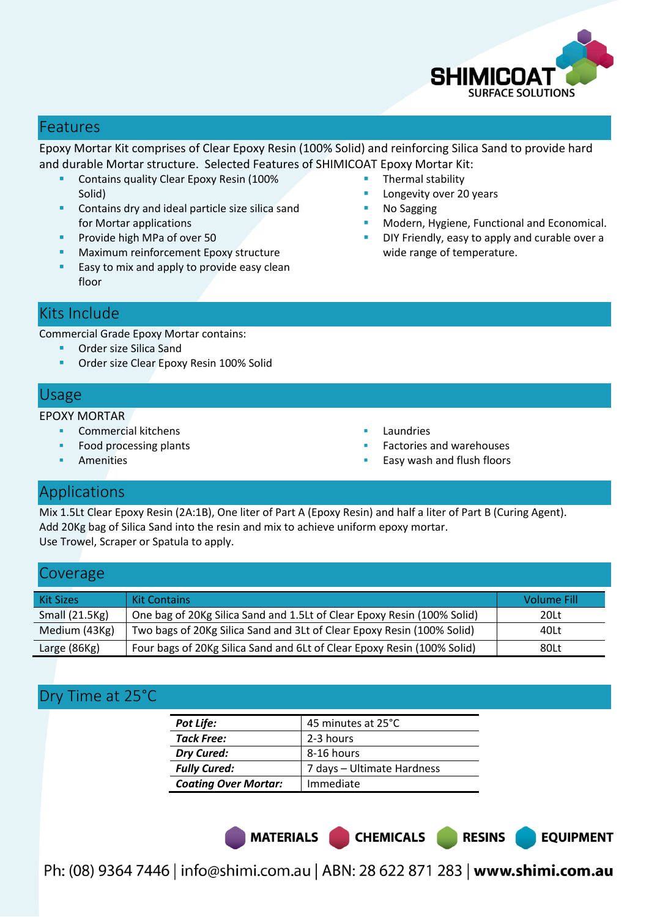SHIMICOAT
SURFACE SOLUTIONS

## Features

Epoxy Mortar Kit comprises of Clear Epoxy Resin (100% Solid) and reinforcing Silica Sand to provide hard and durable Mortar structure. Selected Features of SHIMICOAT Epoxy Mortar Kit:

- Contains quality Clear Epoxy Resin (100% Solid)
- Contains dry and ideal particle size silica sand for Mortar applications
- Provide high MPa of over 50
- Maximum reinforcement Epoxy structure
- Easy to mix and apply to provide easy clean floor
- Thermal stability
- Longevity over 20 years
- No Sagging
- Modern, Hygiene, Functional and Economical.
- DIY Friendly, easy to apply and curable over a wide range of temperature.

## Kits Include

Commercial Grade Epoxy Mortar contains:

- Order size Silica Sand
- Order size Clear Epoxy Resin 100% Solid

## Usage

EPOXY MORTAR

- Commercial kitchens
- Food processing plants
- Amenities
- Laundries
- Factories and warehouses
- Easy wash and flush floors

## Applications

Mix 1.5Lt Clear Epoxy Resin (2A:1B), One liter of Part A (Epoxy Resin) and half a liter of Part B (Curing Agent).
Add 20Kg bag of Silica Sand into the resin and mix to achieve uniform epoxy mortar.
Use Trowel, Scraper or Spatula to apply.

## Coverage

| Kit Sizes | Kit Contains | Volume Fill |
|---|---|---|
| Small (21.5Kg) | One bag of 20Kg Silica Sand and 1.5Lt of Clear Epoxy Resin (100% Solid) | 20Lt |
| Medium (43Kg) | Two bags of 20Kg Silica Sand and 3Lt of Clear Epoxy Resin (100% Solid) | 40Lt |
| Large (86Kg) | Four bags of 20Kg Silica Sand and 6Lt of Clear Epoxy Resin (100% Solid) | 80Lt |

## Dry Time at 25°C

| | |
|---|---|
| ***Pot Life:*** | 45 minutes at 25°C |
| ***Tack Free:*** | 2-3 hours |
| ***Dry Cured:*** | 8-16 hours |
| ***Fully Cured:*** | 7 days – Ultimate Hardness |
| ***Coating Over Mortar:*** | Immediate |

**MATERIALS** **CHEMICALS** **RESINS** **EQUIPMENT**

Ph: (08) 9364 7446 | info@shimi.com.au | ABN: 28 622 871 283 | **www.shimi.com.au**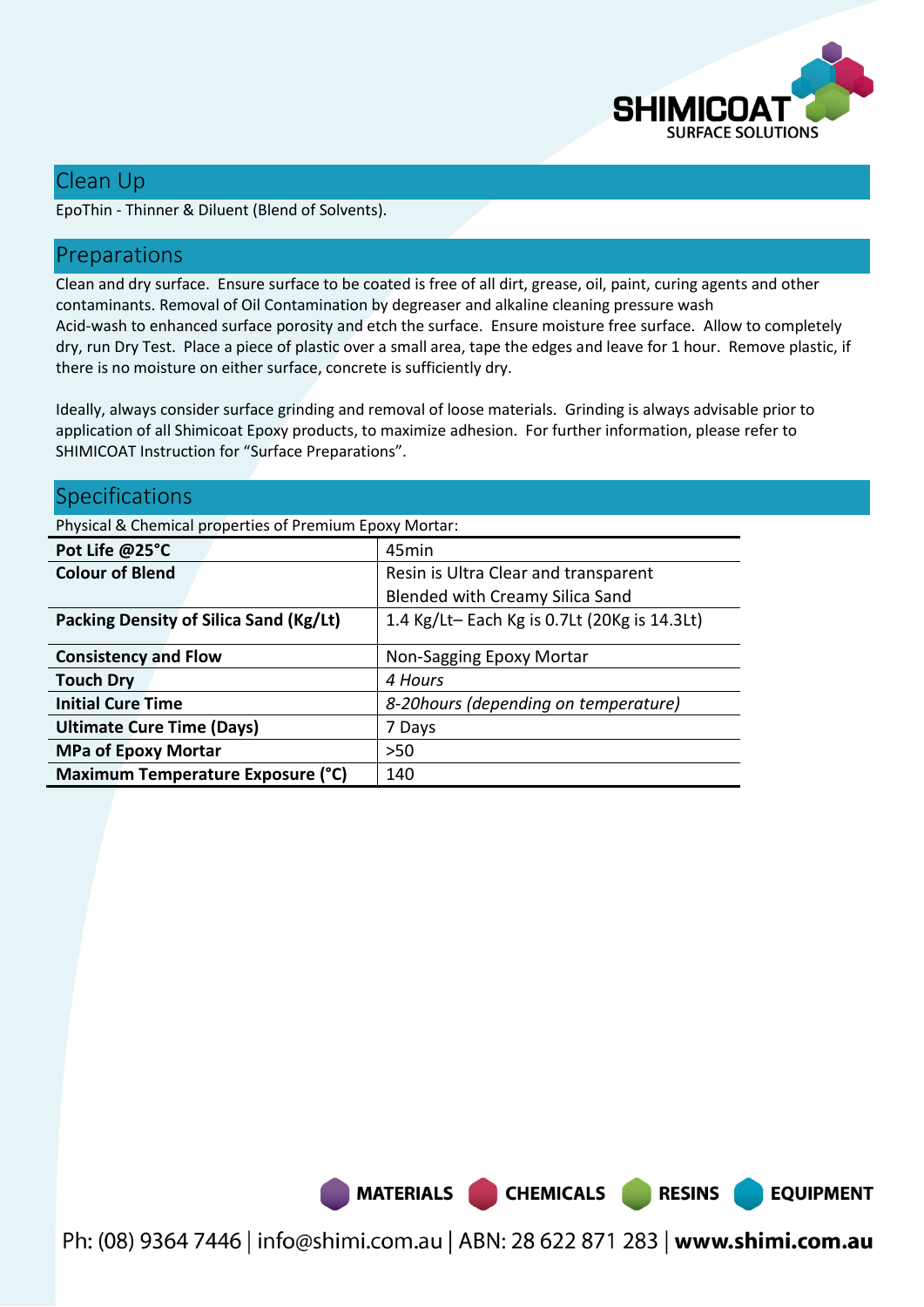## Clean Up

EpoThin - Thinner & Diluent (Blend of Solvents).

## Preparations

Clean and dry surface. Ensure surface to be coated is free of all dirt, grease, oil, paint, curing agents and other contaminants. Removal of Oil Contamination by degreaser and alkaline cleaning pressure wash
Acid-wash to enhanced surface porosity and etch the surface. Ensure moisture free surface. Allow to completely dry, run Dry Test. Place a piece of plastic over a small area, tape the edges and leave for 1 hour. Remove plastic, if there is no moisture on either surface, concrete is sufficiently dry.

Ideally, always consider surface grinding and removal of loose materials. Grinding is always advisable prior to application of all Shimicoat Epoxy products, to maximize adhesion. For further information, please refer to SHIMICOAT Instruction for "Surface Preparations".

## Specifications

Physical & Chemical properties of Premium Epoxy Mortar:

| Property | Value |
|---|---|
| **Pot Life @25°C** | 45min |
| **Colour of Blend** | Resin is Ultra Clear and transparent<br>Blended with Creamy Silica Sand |
| **Packing Density of Silica Sand (Kg/Lt)** | 1.4 Kg/Lt– Each Kg is 0.7Lt (20Kg is 14.3Lt) |
| **Consistency and Flow** | Non-Sagging Epoxy Mortar |
| **Touch Dry** | *4 Hours* |
| **Initial Cure Time** | *8-20hours (depending on temperature)* |
| **Ultimate Cure Time (Days)** | 7 Days |
| **MPa of Epoxy Mortar** | >50 |
| **Maximum Temperature Exposure (°C)** | 140 |

MATERIALS CHEMICALS RESINS EQUIPMENT

Ph: (08) 9364 7446 | info@shimi.com.au | ABN: 28 622 871 283 | **www.shimi.com.au**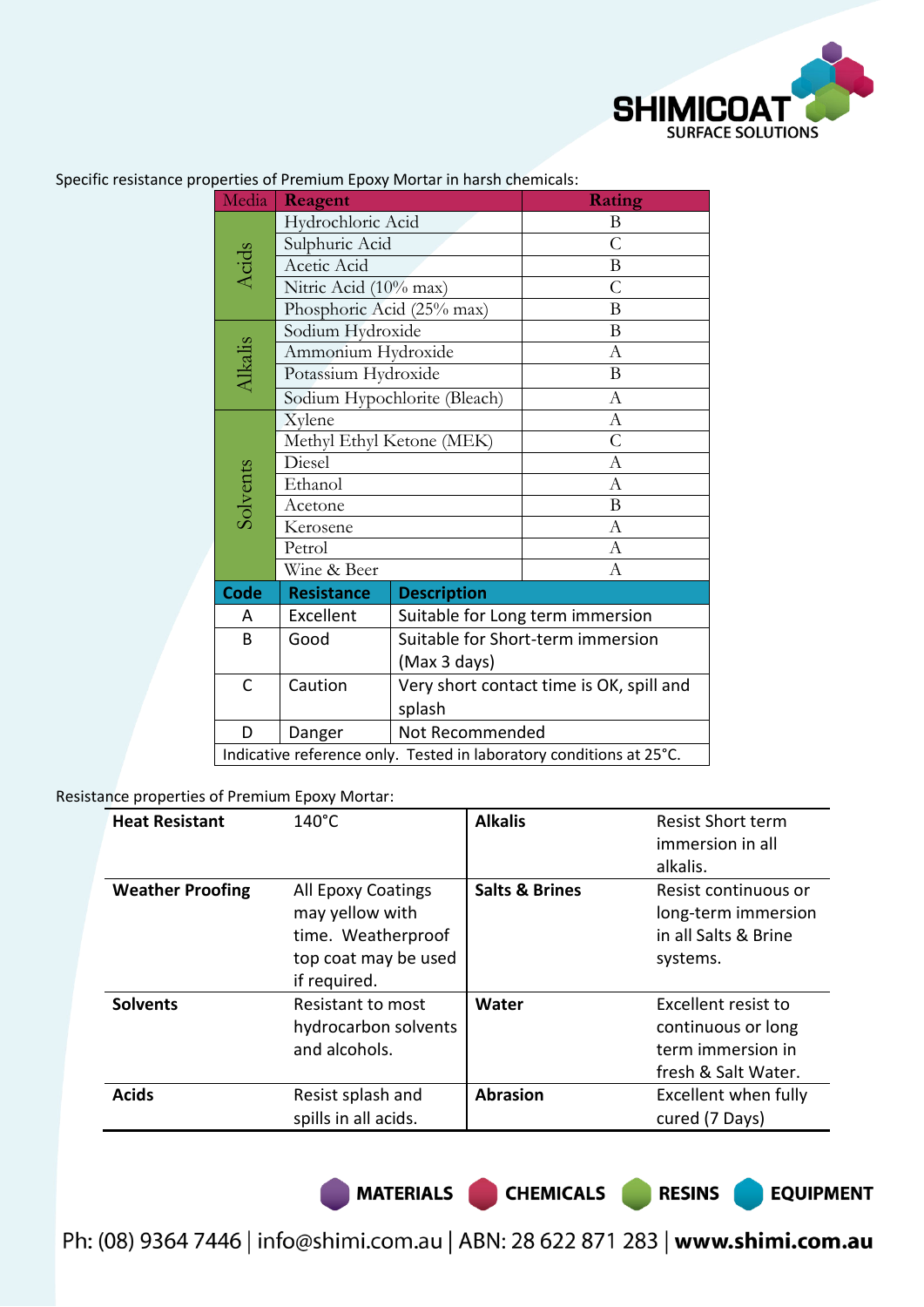Specific resistance properties of Premium Epoxy Mortar in harsh chemicals:

| Media | Reagent | Rating |
|---|---|---|
| Acids | Hydrochloric Acid | B |
| | Sulphuric Acid | C |
| | Acetic Acid | B |
| | Nitric Acid (10% max) | C |
| | Phosphoric Acid (25% max) | B |
| Alkalis | Sodium Hydroxide | B |
| | Ammonium Hydroxide | A |
| | Potassium Hydroxide | B |
| | Sodium Hypochlorite (Bleach) | A |
| Solvents | Xylene | A |
| | Methyl Ethyl Ketone (MEK) | C |
| | Diesel | A |
| | Ethanol | A |
| | Acetone | B |
| | Kerosene | A |
| | Petrol | A |
| | Wine & Beer | A |

| Code | Resistance | Description |
|---|---|---|
| A | Excellent | Suitable for Long term immersion |
| B | Good | Suitable for Short-term immersion (Max 3 days) |
| C | Caution | Very short contact time is OK, spill and splash |
| D | Danger | Not Recommended |

Indicative reference only. Tested in laboratory conditions at 25°C.

Resistance properties of Premium Epoxy Mortar:

| | | | |
|---|---|---|---|
| **Heat Resistant** | 140°C | **Alkalis** | Resist Short term immersion in all alkalis. |
| **Weather Proofing** | All Epoxy Coatings may yellow with time. Weatherproof top coat may be used if required. | **Salts & Brines** | Resist continuous or long-term immersion in all Salts & Brine systems. |
| **Solvents** | Resistant to most hydrocarbon solvents and alcohols. | **Water** | Excellent resist to continuous or long term immersion in fresh & Salt Water. |
| **Acids** | Resist splash and spills in all acids. | **Abrasion** | Excellent when fully cured (7 Days) |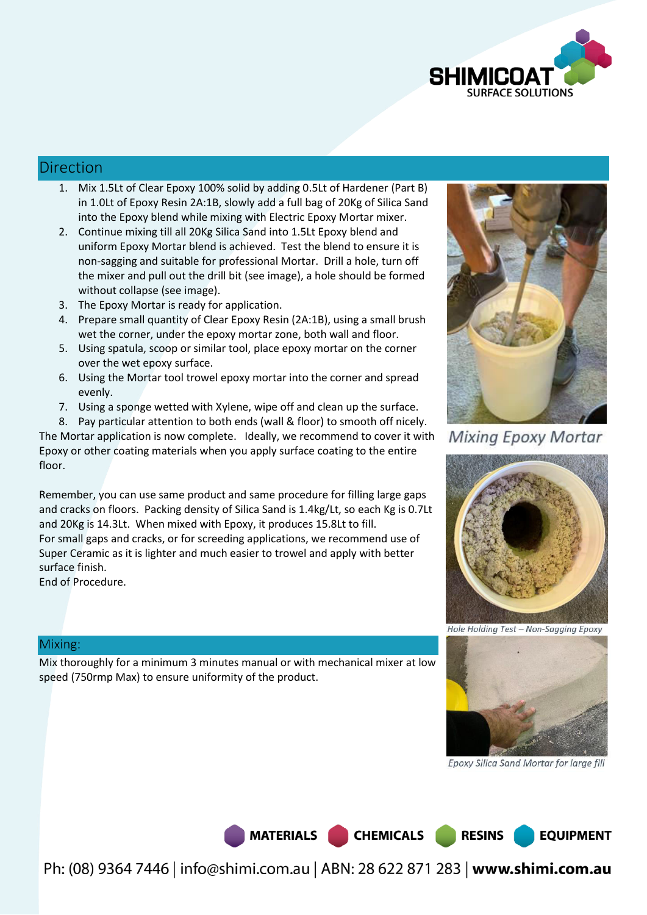## Direction

1. Mix 1.5Lt of Clear Epoxy 100% solid by adding 0.5Lt of Hardener (Part B) in 1.0Lt of Epoxy Resin 2A:1B, slowly add a full bag of 20Kg of Silica Sand into the Epoxy blend while mixing with Electric Epoxy Mortar mixer.
2. Continue mixing till all 20Kg Silica Sand into 1.5Lt Epoxy blend and uniform Epoxy Mortar blend is achieved. Test the blend to ensure it is non-sagging and suitable for professional Mortar. Drill a hole, turn off the mixer and pull out the drill bit (see image), a hole should be formed without collapse (see image).
3. The Epoxy Mortar is ready for application.
4. Prepare small quantity of Clear Epoxy Resin (2A:1B), using a small brush wet the corner, under the epoxy mortar zone, both wall and floor.
5. Using spatula, scoop or similar tool, place epoxy mortar on the corner over the wet epoxy surface.
6. Using the Mortar tool trowel epoxy mortar into the corner and spread evenly.
7. Using a sponge wetted with Xylene, wipe off and clean up the surface.
8. Pay particular attention to both ends (wall & floor) to smooth off nicely.

The Mortar application is now complete. Ideally, we recommend to cover it with Epoxy or other coating materials when you apply surface coating to the entire floor.

Remember, you can use same product and same procedure for filling large gaps and cracks on floors. Packing density of Silica Sand is 1.4kg/Lt, so each Kg is 0.7Lt and 20Kg is 14.3Lt. When mixed with Epoxy, it produces 15.8Lt to fill.
For small gaps and cracks, or for screeding applications, we recommend use of Super Ceramic as it is lighter and much easier to trowel and apply with better surface finish.
End of Procedure.

*Mixing Epoxy Mortar*

*Hole Holding Test – Non-Sagging Epoxy*

*Epoxy Silica Sand Mortar for large fill*

## Mixing:

Mix thoroughly for a minimum 3 minutes manual or with mechanical mixer at low speed (750rmp Max) to ensure uniformity of the product.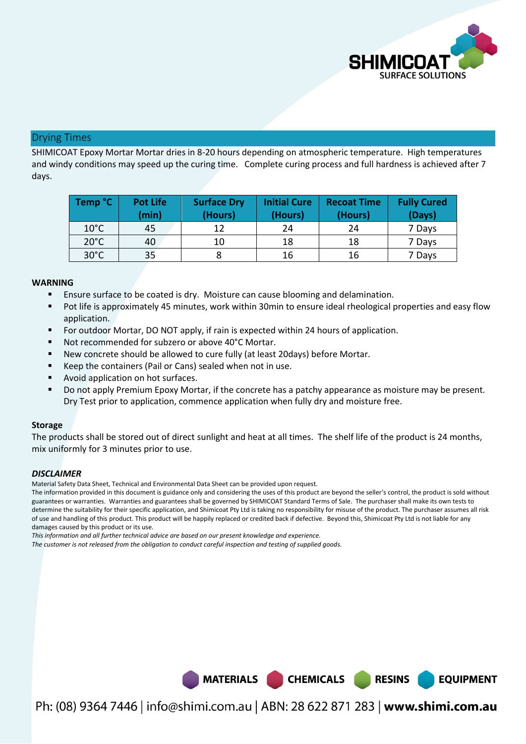## Drying Times

SHIMICOAT Epoxy Mortar Mortar dries in 8-20 hours depending on atmospheric temperature. High temperatures and windy conditions may speed up the curing time. Complete curing process and full hardness is achieved after 7 days.

| Temp °C | Pot Life (min) | Surface Dry (Hours) | Initial Cure (Hours) | Recoat Time (Hours) | Fully Cured (Days) |
|---|---|---|---|---|---|
| 10°C | 45 | 12 | 24 | 24 | 7 Days |
| 20°C | 40 | 10 | 18 | 18 | 7 Days |
| 30°C | 35 | 8 | 16 | 16 | 7 Days |

**WARNING**

- Ensure surface to be coated is dry. Moisture can cause blooming and delamination.
- Pot life is approximately 45 minutes, work within 30min to ensure ideal rheological properties and easy flow application.
- For outdoor Mortar, DO NOT apply, if rain is expected within 24 hours of application.
- Not recommended for subzero or above 40°C Mortar.
- New concrete should be allowed to cure fully (at least 20days) before Mortar.
- Keep the containers (Pail or Cans) sealed when not in use.
- Avoid application on hot surfaces.
- Do not apply Premium Epoxy Mortar, if the concrete has a patchy appearance as moisture may be present. Dry Test prior to application, commence application when fully dry and moisture free.

**Storage**

The products shall be stored out of direct sunlight and heat at all times. The shelf life of the product is 24 months, mix uniformly for 3 minutes prior to use.

***DISCLAIMER***

Material Safety Data Sheet, Technical and Environmental Data Sheet can be provided upon request.

The information provided in this document is guidance only and considering the uses of this product are beyond the seller's control, the product is sold without guarantees or warranties. Warranties and guarantees shall be governed by SHIMICOAT Standard Terms of Sale. The purchaser shall make its own tests to determine the suitability for their specific application, and Shimicoat Pty Ltd is taking no responsibility for misuse of the product. The purchaser assumes all risk of use and handling of this product. This product will be happily replaced or credited back if defective. Beyond this, Shimicoat Pty Ltd is not liable for any damages caused by this product or its use.

*This information and all further technical advice are based on our present knowledge and experience.*

*The customer is not released from the obligation to conduct careful inspection and testing of supplied goods.*